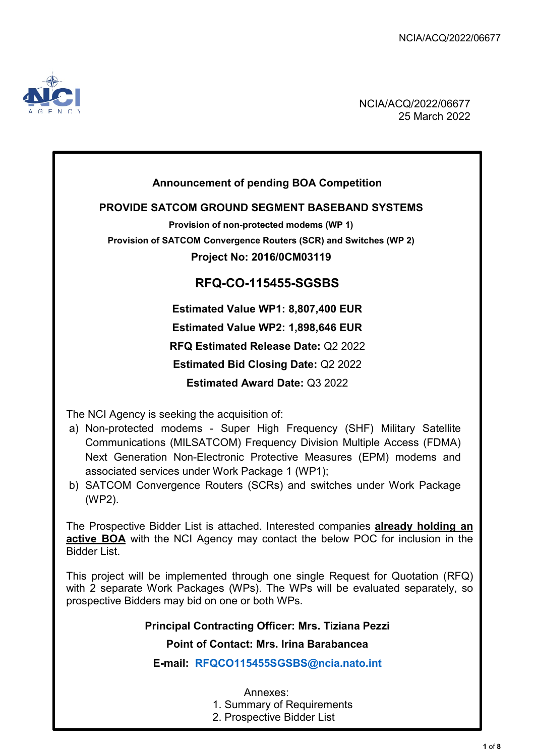NCIA/ACQ/2022/06677
25 March 2022

**Announcement of pending BOA Competition**

**PROVIDE SATCOM GROUND SEGMENT BASEBAND SYSTEMS**

**Provision of non-protected modems (WP 1)**

**Provision of SATCOM Convergence Routers (SCR) and Switches (WP 2)**

**Project No: 2016/0CM03119**

## RFQ-CO-115455-SGSBS

**Estimated Value WP1: 8,807,400 EUR**

**Estimated Value WP2: 1,898,646 EUR**

**RFQ Estimated Release Date:** Q2 2022

**Estimated Bid Closing Date:** Q2 2022

**Estimated Award Date:** Q3 2022

The NCI Agency is seeking the acquisition of:

a) Non-protected modems - Super High Frequency (SHF) Military Satellite Communications (MILSATCOM) Frequency Division Multiple Access (FDMA) Next Generation Non-Electronic Protective Measures (EPM) modems and associated services under Work Package 1 (WP1);
b) SATCOM Convergence Routers (SCRs) and switches under Work Package (WP2).

The Prospective Bidder List is attached. Interested companies **already holding an active BOA** with the NCI Agency may contact the below POC for inclusion in the Bidder List.

This project will be implemented through one single Request for Quotation (RFQ) with 2 separate Work Packages (WPs). The WPs will be evaluated separately, so prospective Bidders may bid on one or both WPs.

**Principal Contracting Officer: Mrs. Tiziana Pezzi**

**Point of Contact: Mrs. Irina Barabancea**

**E-mail: RFQCO115455SGSBS@ncia.nato.int**

Annexes:
1. Summary of Requirements
2. Prospective Bidder List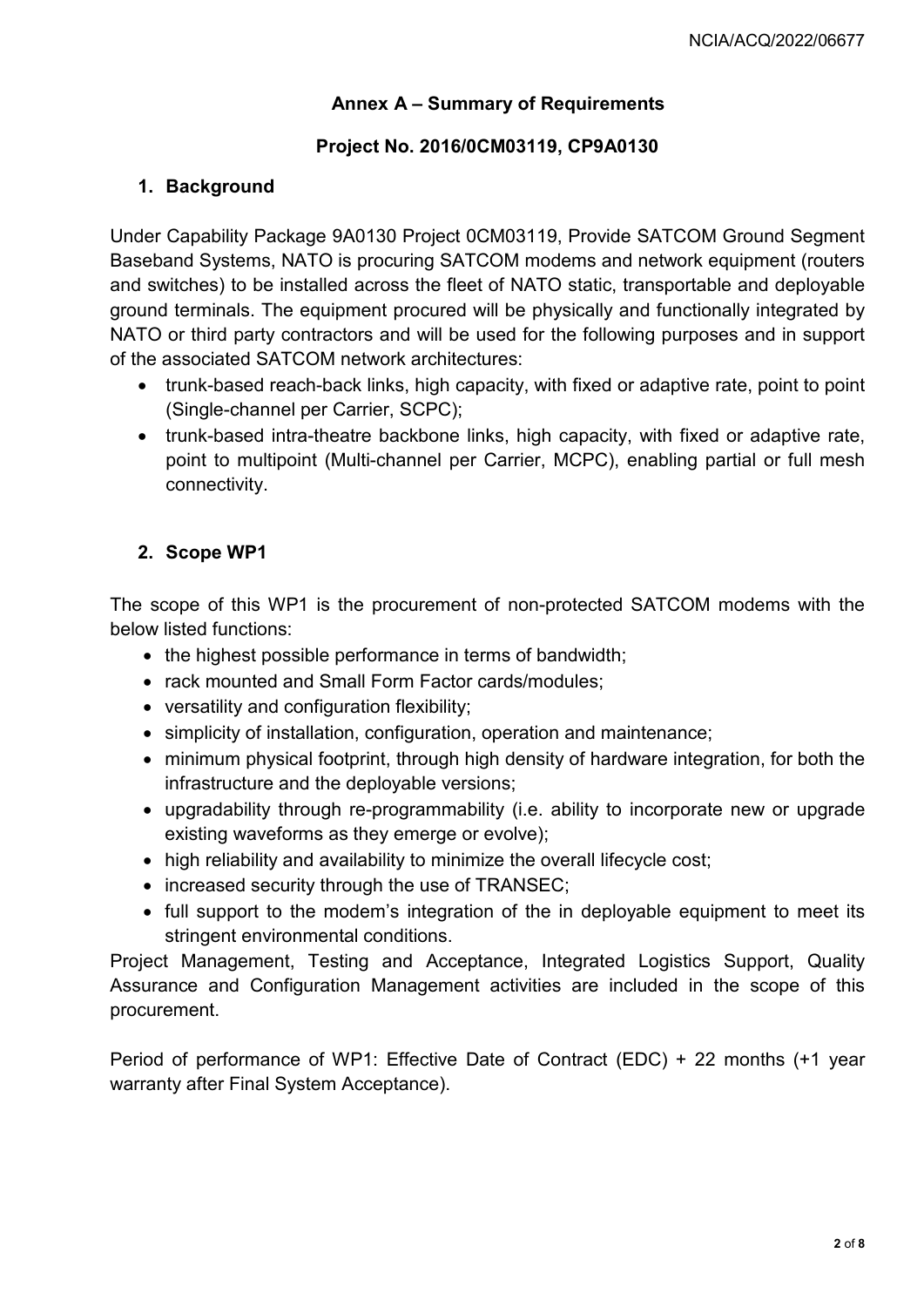## Annex A – Summary of Requirements

### Project No. 2016/0CM03119, CP9A0130

### 1. Background

Under Capability Package 9A0130 Project 0CM03119, Provide SATCOM Ground Segment Baseband Systems, NATO is procuring SATCOM modems and network equipment (routers and switches) to be installed across the fleet of NATO static, transportable and deployable ground terminals. The equipment procured will be physically and functionally integrated by NATO or third party contractors and will be used for the following purposes and in support of the associated SATCOM network architectures:

- trunk-based reach-back links, high capacity, with fixed or adaptive rate, point to point (Single-channel per Carrier, SCPC);
- trunk-based intra-theatre backbone links, high capacity, with fixed or adaptive rate, point to multipoint (Multi-channel per Carrier, MCPC), enabling partial or full mesh connectivity.

### 2. Scope WP1

The scope of this WP1 is the procurement of non-protected SATCOM modems with the below listed functions:

- the highest possible performance in terms of bandwidth;
- rack mounted and Small Form Factor cards/modules;
- versatility and configuration flexibility;
- simplicity of installation, configuration, operation and maintenance;
- minimum physical footprint, through high density of hardware integration, for both the infrastructure and the deployable versions;
- upgradability through re-programmability (i.e. ability to incorporate new or upgrade existing waveforms as they emerge or evolve);
- high reliability and availability to minimize the overall lifecycle cost;
- increased security through the use of TRANSEC;
- full support to the modem's integration of the in deployable equipment to meet its stringent environmental conditions.

Project Management, Testing and Acceptance, Integrated Logistics Support, Quality Assurance and Configuration Management activities are included in the scope of this procurement.

Period of performance of WP1: Effective Date of Contract (EDC) + 22 months (+1 year warranty after Final System Acceptance).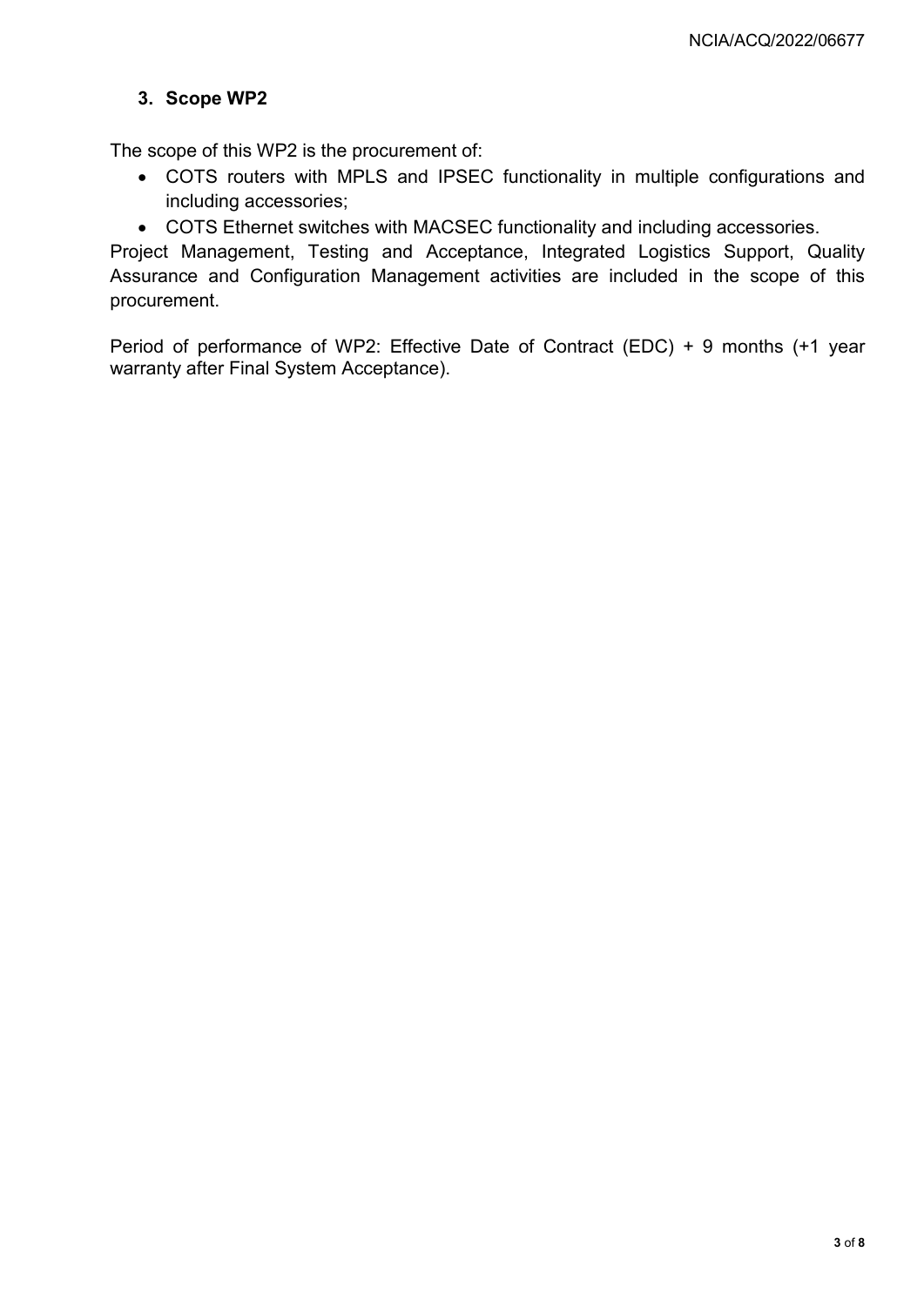### 3. Scope WP2

The scope of this WP2 is the procurement of:

- COTS routers with MPLS and IPSEC functionality in multiple configurations and including accessories;
- COTS Ethernet switches with MACSEC functionality and including accessories.

Project Management, Testing and Acceptance, Integrated Logistics Support, Quality Assurance and Configuration Management activities are included in the scope of this procurement.

Period of performance of WP2: Effective Date of Contract (EDC) + 9 months (+1 year warranty after Final System Acceptance).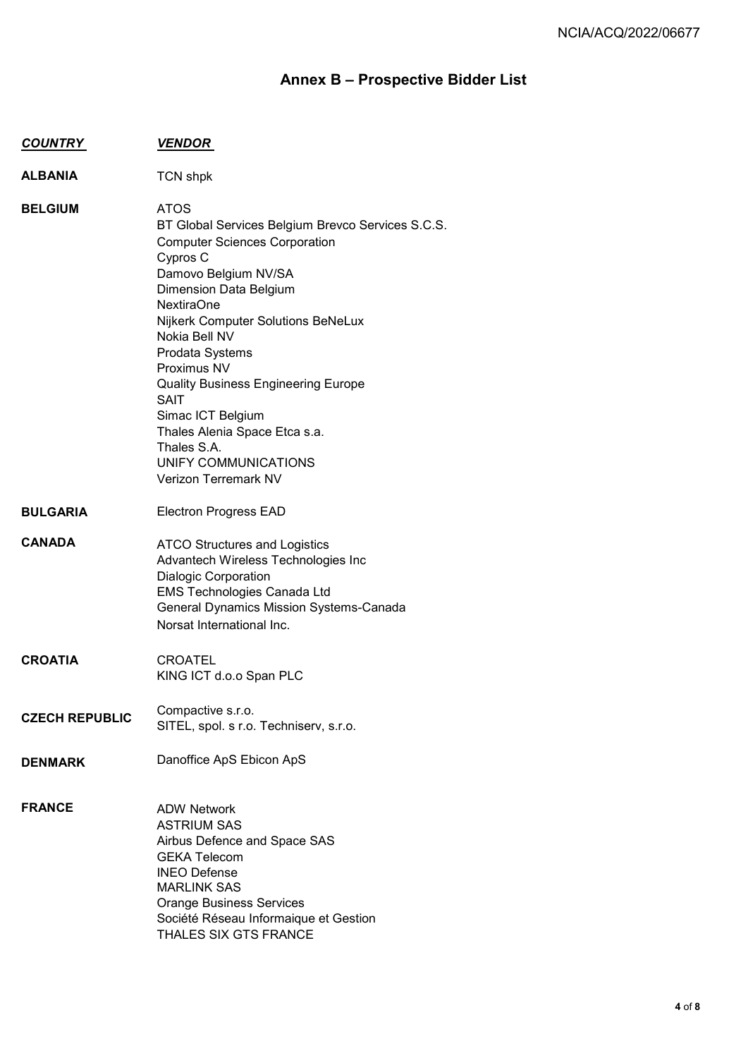# Annex B – Prospective Bidder List

| ***COUNTRY*** | ***VENDOR*** |
|---|---|
| **ALBANIA** | TCN shpk |
| **BELGIUM** | ATOS<br>BT Global Services Belgium Brevco Services S.C.S.<br>Computer Sciences Corporation<br>Cypros C<br>Damovo Belgium NV/SA<br>Dimension Data Belgium<br>NextiraOne<br>Nijkerk Computer Solutions BeNeLux<br>Nokia Bell NV<br>Prodata Systems<br>Proximus NV<br>Quality Business Engineering Europe<br>SAIT<br>Simac ICT Belgium<br>Thales Alenia Space Etca s.a.<br>Thales S.A.<br>UNIFY COMMUNICATIONS<br>Verizon Terremark NV |
| **BULGARIA** | Electron Progress EAD |
| **CANADA** | ATCO Structures and Logistics<br>Advantech Wireless Technologies Inc<br>Dialogic Corporation<br>EMS Technologies Canada Ltd<br>General Dynamics Mission Systems-Canada<br>Norsat International Inc. |
| **CROATIA** | CROATEL<br>KING ICT d.o.o Span PLC |
| **CZECH REPUBLIC** | Compactive s.r.o.<br>SITEL, spol. s r.o. Techniserv, s.r.o. |
| **DENMARK** | Danoffice ApS Ebicon ApS |
| **FRANCE** | ADW Network<br>ASTRIUM SAS<br>Airbus Defence and Space SAS<br>GEKA Telecom<br>INEO Defense<br>MARLINK SAS<br>Orange Business Services<br>Société Réseau Informaique et Gestion<br>THALES SIX GTS FRANCE |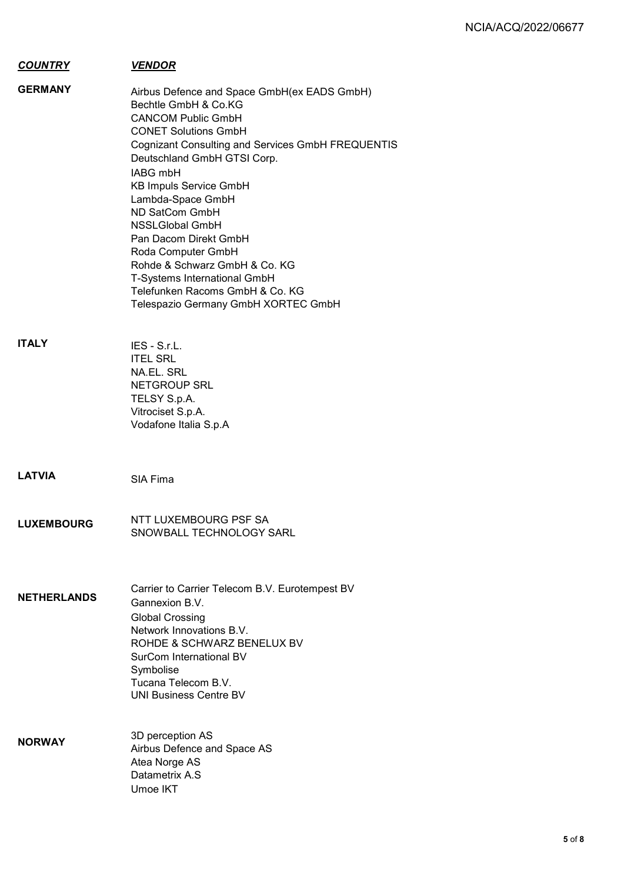| ***COUNTRY*** | ***VENDOR*** |
| --- | --- |
| **GERMANY** | Airbus Defence and Space GmbH(ex EADS GmbH)<br>Bechtle GmbH & Co.KG<br>CANCOM Public GmbH<br>CONET Solutions GmbH<br>Cognizant Consulting and Services GmbH FREQUENTIS<br>Deutschland GmbH GTSI Corp.<br>IABG mbH<br>KB Impuls Service GmbH<br>Lambda-Space GmbH<br>ND SatCom GmbH<br>NSSLGlobal GmbH<br>Pan Dacom Direkt GmbH<br>Roda Computer GmbH<br>Rohde & Schwarz GmbH & Co. KG<br>T-Systems International GmbH<br>Telefunken Racoms GmbH & Co. KG<br>Telespazio Germany GmbH XORTEC GmbH |
| **ITALY** | IES - S.r.L.<br>ITEL SRL<br>NA.EL. SRL<br>NETGROUP SRL<br>TELSY S.p.A.<br>Vitrociset S.p.A.<br>Vodafone Italia S.p.A |
| **LATVIA** | SIA Fima |
| **LUXEMBOURG** | NTT LUXEMBOURG PSF SA<br>SNOWBALL TECHNOLOGY SARL |
| **NETHERLANDS** | Carrier to Carrier Telecom B.V. Eurotempest BV<br>Gannexion B.V.<br>Global Crossing<br>Network Innovations B.V.<br>ROHDE & SCHWARZ BENELUX BV<br>SurCom International BV<br>Symbolise<br>Tucana Telecom B.V.<br>UNI Business Centre BV |
| **NORWAY** | 3D perception AS<br>Airbus Defence and Space AS<br>Atea Norge AS<br>Datametrix A.S<br>Umoe IKT |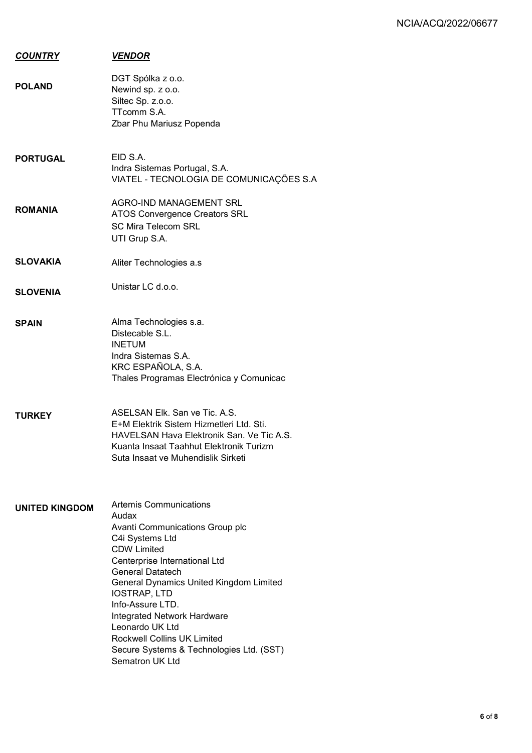| ***COUNTRY*** | ***VENDOR*** |
|---|---|
| **POLAND** | DGT Spólka z o.o.<br>Newind sp. z o.o.<br>Siltec Sp. z.o.o.<br>TTcomm S.A.<br>Zbar Phu Mariusz Popenda |
| **PORTUGAL** | EID S.A.<br>Indra Sistemas Portugal, S.A.<br>VIATEL - TECNOLOGIA DE COMUNICAÇÕES S.A |
| **ROMANIA** | AGRO-IND MANAGEMENT SRL<br>ATOS Convergence Creators SRL<br>SC Mira Telecom SRL<br>UTI Grup S.A. |
| **SLOVAKIA** | Aliter Technologies a.s |
| **SLOVENIA** | Unistar LC d.o.o. |
| **SPAIN** | Alma Technologies s.a.<br>Distecable S.L.<br>INETUM<br>Indra Sistemas S.A.<br>KRC ESPAÑOLA, S.A.<br>Thales Programas Electrónica y Comunicac |
| **TURKEY** | ASELSAN Elk. San ve Tic. A.S.<br>E+M Elektrik Sistem Hizmetleri Ltd. Sti.<br>HAVELSAN Hava Elektronik San. Ve Tic A.S.<br>Kuanta Insaat Taahhut Elektronik Turizm<br>Suta Insaat ve Muhendislik Sirketi |
| **UNITED KINGDOM** | Artemis Communications<br>Audax<br>Avanti Communications Group plc<br>C4i Systems Ltd<br>CDW Limited<br>Centerprise International Ltd<br>General Datatech<br>General Dynamics United Kingdom Limited<br>IOSTRAP, LTD<br>Info-Assure LTD.<br>Integrated Network Hardware<br>Leonardo UK Ltd<br>Rockwell Collins UK Limited<br>Secure Systems & Technologies Ltd. (SST)<br>Sematron UK Ltd |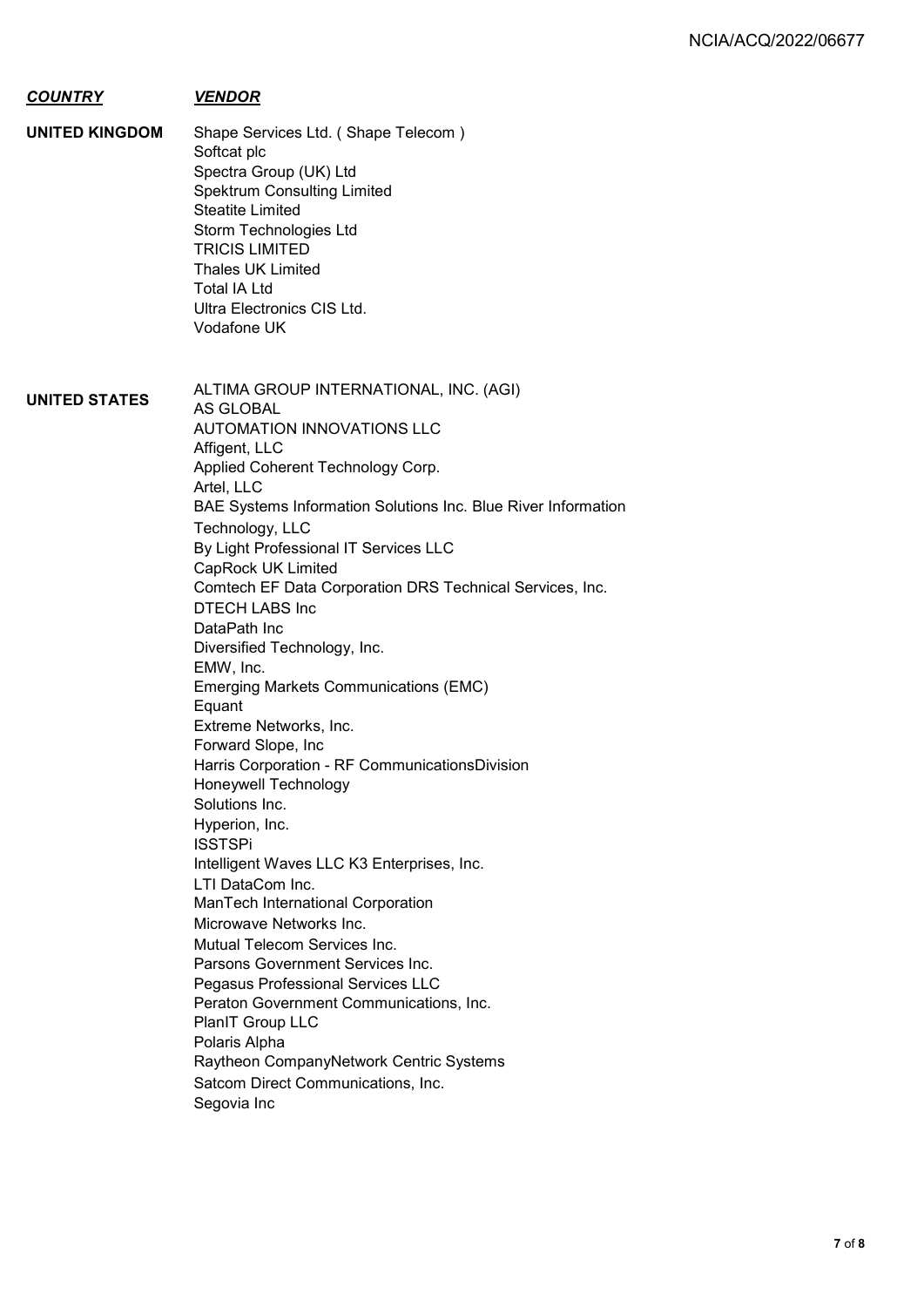| ***COUNTRY*** | ***VENDOR*** |
|---|---|
| **UNITED KINGDOM** | Shape Services Ltd. ( Shape Telecom )<br>Softcat plc<br>Spectra Group (UK) Ltd<br>Spektrum Consulting Limited<br>Steatite Limited<br>Storm Technologies Ltd<br>TRICIS LIMITED<br>Thales UK Limited<br>Total IA Ltd<br>Ultra Electronics CIS Ltd.<br>Vodafone UK |
| **UNITED STATES** | ALTIMA GROUP INTERNATIONAL, INC. (AGI)<br>AS GLOBAL<br>AUTOMATION INNOVATIONS LLC<br>Affigent, LLC<br>Applied Coherent Technology Corp.<br>Artel, LLC<br>BAE Systems Information Solutions Inc. Blue River Information Technology, LLC<br>By Light Professional IT Services LLC<br>CapRock UK Limited<br>Comtech EF Data Corporation DRS Technical Services, Inc.<br>DTECH LABS Inc<br>DataPath Inc<br>Diversified Technology, Inc.<br>EMW, Inc.<br>Emerging Markets Communications (EMC)<br>Equant<br>Extreme Networks, Inc.<br>Forward Slope, Inc<br>Harris Corporation - RF CommunicationsDivision<br>Honeywell Technology<br>Solutions Inc.<br>Hyperion, Inc.<br>ISSTSPi<br>Intelligent Waves LLC K3 Enterprises, Inc.<br>LTI DataCom Inc.<br>ManTech International Corporation<br>Microwave Networks Inc.<br>Mutual Telecom Services Inc.<br>Parsons Government Services Inc.<br>Pegasus Professional Services LLC<br>Peraton Government Communications, Inc.<br>PlanIT Group LLC<br>Polaris Alpha<br>Raytheon CompanyNetwork Centric Systems<br>Satcom Direct Communications, Inc.<br>Segovia Inc |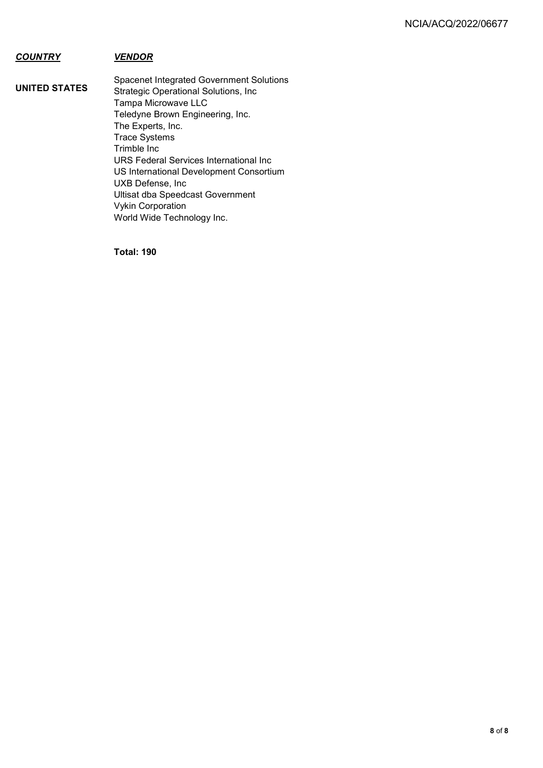| ***COUNTRY*** | ***VENDOR*** |
| --- | --- |
| **UNITED STATES** | Spacenet Integrated Government Solutions |
| | Strategic Operational Solutions, Inc |
| | Tampa Microwave LLC |
| | Teledyne Brown Engineering, Inc. |
| | The Experts, Inc. |
| | Trace Systems |
| | Trimble Inc |
| | URS Federal Services International Inc |
| | US International Development Consortium |
| | UXB Defense, Inc |
| | Ultisat dba Speedcast Government |
| | Vykin Corporation |
| | World Wide Technology Inc. |

**Total: 190**